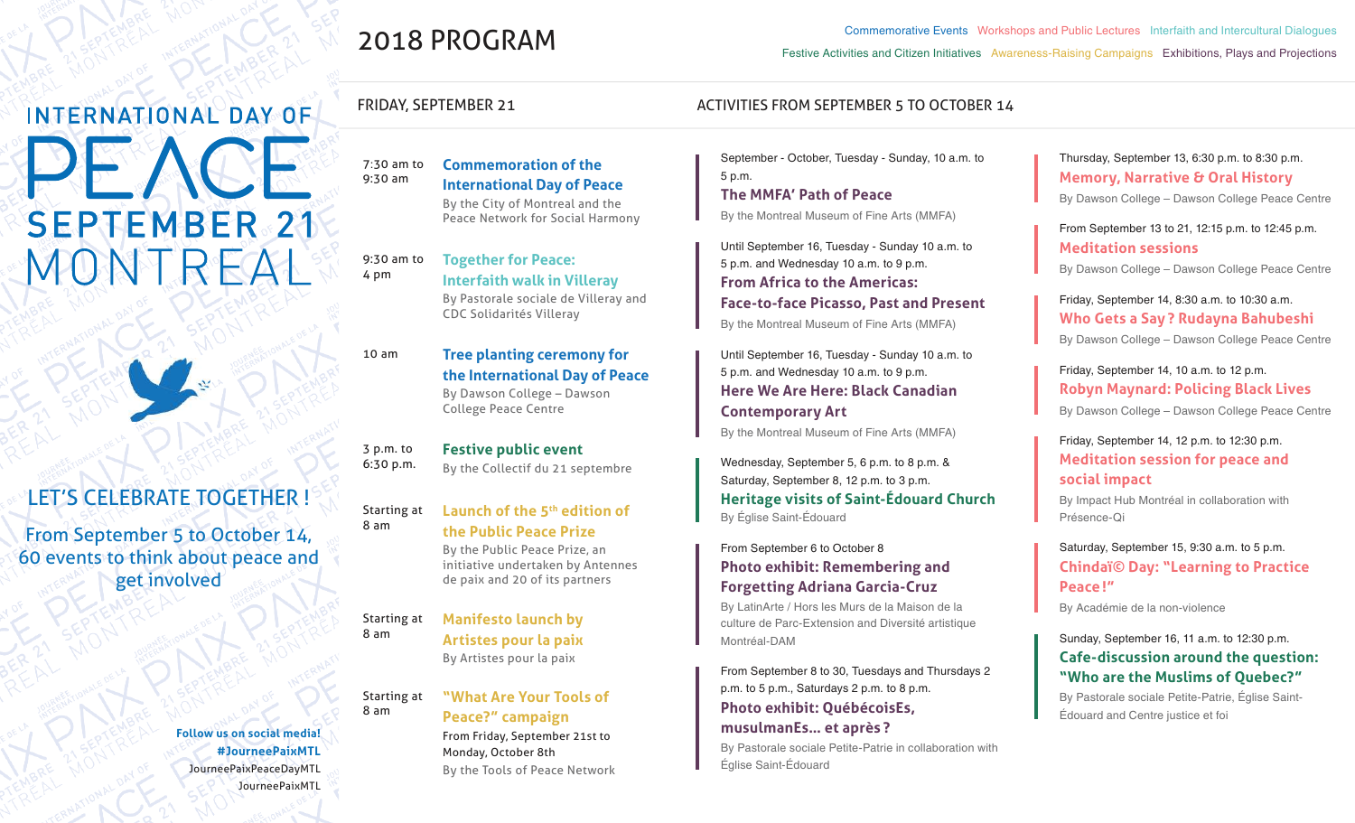# INTERNATIONAL DAY OF PEACE

## SEPTEMBER 21 MONTREAL

## LET'S CELEBRATE TOGETHER !

From September 5 to October 14, 60 events to think about peace and get involved

**Follow us on social media!**
**#JourneePaixMTL**
JourneePaixPeaceDayMTL
JourneePaixMTL

# 2018 PROGRAM

Commemorative Events | Workshops and Public Lectures | Interfaith and Intercultural Dialogues | Festive Activities and Citizen Initiatives | Awareness-Raising Campaigns | Exhibitions, Plays and Projections

## FRIDAY, SEPTEMBER 21

7:30 am to 9:30 am
**Commemoration of the International Day of Peace**
By the City of Montreal and the Peace Network for Social Harmony

9:30 am to 4 pm
**Together for Peace: Interfaith walk in Villeray**
By Pastorale sociale de Villeray and CDC Solidarités Villeray

10 am
**Tree planting ceremony for the International Day of Peace**
By Dawson College – Dawson College Peace Centre

3 p.m. to 6:30 p.m.
**Festive public event**
By the Collectif du 21 septembre

Starting at 8 am
**Launch of the 5th edition of the Public Peace Prize**
By the Public Peace Prize, an initiative undertaken by Antennes de paix and 20 of its partners

Starting at 8 am
**Manifesto launch by Artistes pour la paix**
By Artistes pour la paix

Starting at 8 am
**"What Are Your Tools of Peace?" campaign**
From Friday, September 21st to Monday, October 8th
By the Tools of Peace Network

## ACTIVITIES FROM SEPTEMBER 5 TO OCTOBER 14

September - October, Tuesday - Sunday, 10 a.m. to 5 p.m.
**The MMFA' Path of Peace**
By the Montreal Museum of Fine Arts (MMFA)

Until September 16, Tuesday - Sunday 10 a.m. to 5 p.m. and Wednesday 10 a.m. to 9 p.m.
**From Africa to the Americas: Face-to-face Picasso, Past and Present**
By the Montreal Museum of Fine Arts (MMFA)

Until September 16, Tuesday - Sunday 10 a.m. to 5 p.m. and Wednesday 10 a.m. to 9 p.m.
**Here We Are Here: Black Canadian Contemporary Art**
By the Montreal Museum of Fine Arts (MMFA)

Wednesday, September 5, 6 p.m. to 8 p.m. & Saturday, September 8, 12 p.m. to 3 p.m.
**Heritage visits of Saint-Édouard Church**
By Église Saint-Édouard

From September 6 to October 8
**Photo exhibit: Remembering and Forgetting Adriana Garcia-Cruz**
By LatinArte / Hors les Murs de la Maison de la culture de Parc-Extension and Diversité artistique Montréal-DAM

From September 8 to 30, Tuesdays and Thursdays 2 p.m. to 5 p.m., Saturdays 2 p.m. to 8 p.m.
**Photo exhibit: QuébécoisEs, musulmanEs... et après ?**
By Pastorale sociale Petite-Patrie in collaboration with Église Saint-Édouard

Thursday, September 13, 6:30 p.m. to 8:30 p.m.
**Memory, Narrative & Oral History**
By Dawson College – Dawson College Peace Centre

From September 13 to 21, 12:15 p.m. to 12:45 p.m.
**Meditation sessions**
By Dawson College – Dawson College Peace Centre

Friday, September 14, 8:30 a.m. to 10:30 a.m.
**Who Gets a Say ? Rudayna Bahubeshi**
By Dawson College – Dawson College Peace Centre

Friday, September 14, 10 a.m. to 12 p.m.
**Robyn Maynard: Policing Black Lives**
By Dawson College – Dawson College Peace Centre

Friday, September 14, 12 p.m. to 12:30 p.m.
**Meditation session for peace and social impact**
By Impact Hub Montréal in collaboration with Présence-Qi

Saturday, September 15, 9:30 a.m. to 5 p.m.
**Chindaï© Day: "Learning to Practice Peace !"**
By Académie de la non-violence

Sunday, September 16, 11 a.m. to 12:30 p.m.
**Cafe-discussion around the question: "Who are the Muslims of Quebec?"**
By Pastorale sociale Petite-Patrie, Église Saint-Édouard and Centre justice et foi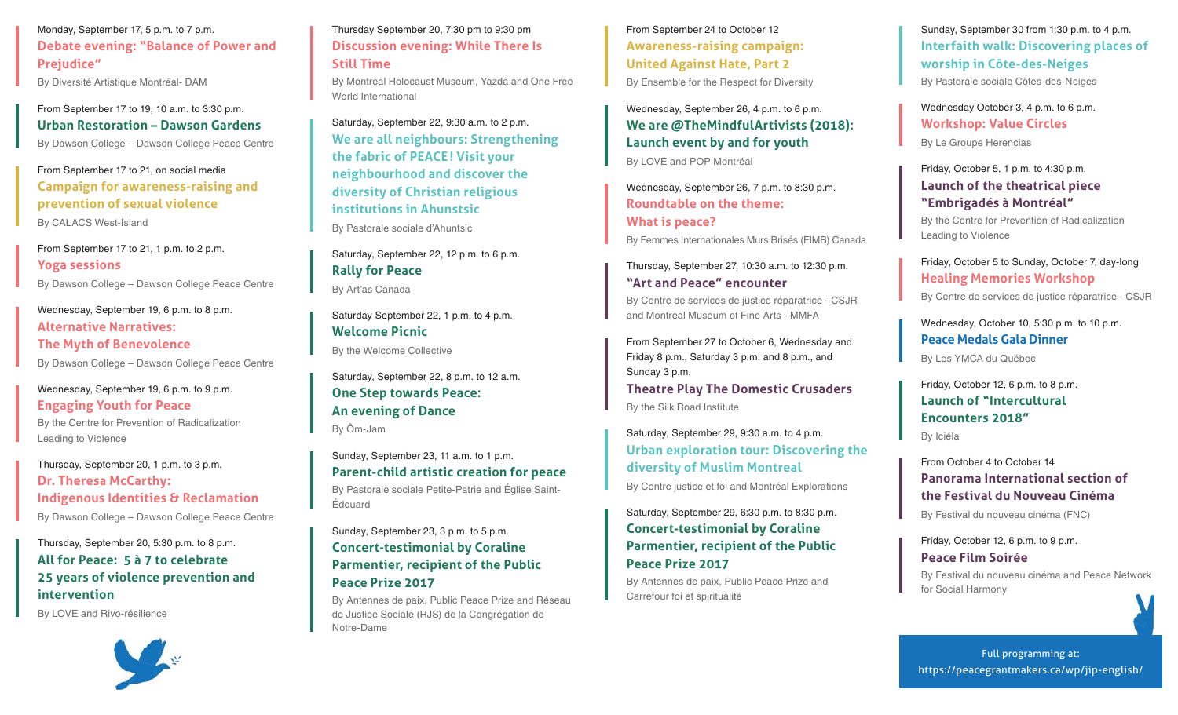Monday, September 17, 5 p.m. to 7 p.m.

**Debate evening: "Balance of Power and Prejudice"**

By Diversité Artistique Montréal- DAM

From September 17 to 19, 10 a.m. to 3:30 p.m.

**Urban Restoration – Dawson Gardens**

By Dawson College – Dawson College Peace Centre

From September 17 to 21, on social media

**Campaign for awareness-raising and prevention of sexual violence**

By CALACS West-Island

From September 17 to 21, 1 p.m. to 2 p.m.

**Yoga sessions**

By Dawson College – Dawson College Peace Centre

Wednesday, September 19, 6 p.m. to 8 p.m.

**Alternative Narratives: The Myth of Benevolence**

By Dawson College – Dawson College Peace Centre

Wednesday, September 19, 6 p.m. to 9 p.m.

**Engaging Youth for Peace**

By the Centre for Prevention of Radicalization Leading to Violence

Thursday, September 20, 1 p.m. to 3 p.m.

**Dr. Theresa McCarthy: Indigenous Identities & Reclamation**

By Dawson College – Dawson College Peace Centre

Thursday, September 20, 5:30 p.m. to 8 p.m.

**All for Peace: 5 à 7 to celebrate 25 years of violence prevention and intervention**

By LOVE and Rivo-résilience

Thursday September 20, 7:30 pm to 9:30 pm

**Discussion evening: While There Is Still Time**

By Montreal Holocaust Museum, Yazda and One Free World International

Saturday, September 22, 9:30 a.m. to 2 p.m.

**We are all neighbours: Strengthening the fabric of PEACE! Visit your neighbourhood and discover the diversity of Christian religious institutions in Ahunstsic**

By Pastorale sociale d'Ahuntsic

Saturday, September 22, 12 p.m. to 6 p.m.

**Rally for Peace**

By Art'as Canada

Saturday September 22, 1 p.m. to 4 p.m.

**Welcome Picnic**

By the Welcome Collective

Saturday, September 22, 8 p.m. to 12 a.m.

**One Step towards Peace: An evening of Dance**

By Ôm-Jam

Sunday, September 23, 11 a.m. to 1 p.m.

**Parent-child artistic creation for peace**

By Pastorale sociale Petite-Patrie and Église Saint-Édouard

Sunday, September 23, 3 p.m. to 5 p.m.

**Concert-testimonial by Coraline Parmentier, recipient of the Public Peace Prize 2017**

By Antennes de paix, Public Peace Prize and Réseau de Justice Sociale (RJS) de la Congrégation de Notre-Dame

From September 24 to October 12

**Awareness-raising campaign: United Against Hate, Part 2**

By Ensemble for the Respect for Diversity

Wednesday, September 26, 4 p.m. to 6 p.m.

**We are @TheMindfulArtivists (2018): Launch event by and for youth**

By LOVE and POP Montréal

Wednesday, September 26, 7 p.m. to 8:30 p.m.

**Roundtable on the theme: What is peace?**

By Femmes Internationales Murs Brisés (FIMB) Canada

Thursday, September 27, 10:30 a.m. to 12:30 p.m.

**"Art and Peace" encounter**

By Centre de services de justice réparatrice - CSJR and Montreal Museum of Fine Arts - MMFA

From September 27 to October 6, Wednesday and Friday 8 p.m., Saturday 3 p.m. and 8 p.m., and Sunday 3 p.m.

**Theatre Play The Domestic Crusaders**

By the Silk Road Institute

Saturday, September 29, 9:30 a.m. to 4 p.m.

**Urban exploration tour: Discovering the diversity of Muslim Montreal**

By Centre justice et foi and Montréal Explorations

Saturday, September 29, 6:30 p.m. to 8:30 p.m.

**Concert-testimonial by Coraline Parmentier, recipient of the Public Peace Prize 2017**

By Antennes de paix, Public Peace Prize and Carrefour foi et spiritualité

Sunday, September 30 from 1:30 p.m. to 4 p.m.

**Interfaith walk: Discovering places of worship in Côte-des-Neiges**

By Pastorale sociale Côtes-des-Neiges

Wednesday October 3, 4 p.m. to 6 p.m.

**Workshop: Value Circles**

By Le Groupe Herencias

Friday, October 5, 1 p.m. to 4:30 p.m.

**Launch of the theatrical piece "Embrigadés à Montréal"**

By the Centre for Prevention of Radicalization Leading to Violence

Friday, October 5 to Sunday, October 7, day-long

**Healing Memories Workshop**

By Centre de services de justice réparatrice - CSJR

Wednesday, October 10, 5:30 p.m. to 10 p.m.

**Peace Medals Gala Dinner**

By Les YMCA du Québec

Friday, October 12, 6 p.m. to 8 p.m.

**Launch of "Intercultural Encounters 2018"**

By Iciéla

From October 4 to October 14

**Panorama International section of the Festival du Nouveau Cinéma**

By Festival du nouveau cinéma (FNC)

Friday, October 12, 6 p.m. to 9 p.m.

**Peace Film Soirée**

By Festival du nouveau cinéma and Peace Network for Social Harmony

Full programming at:
https://peacegrantmakers.ca/wp/jip-english/